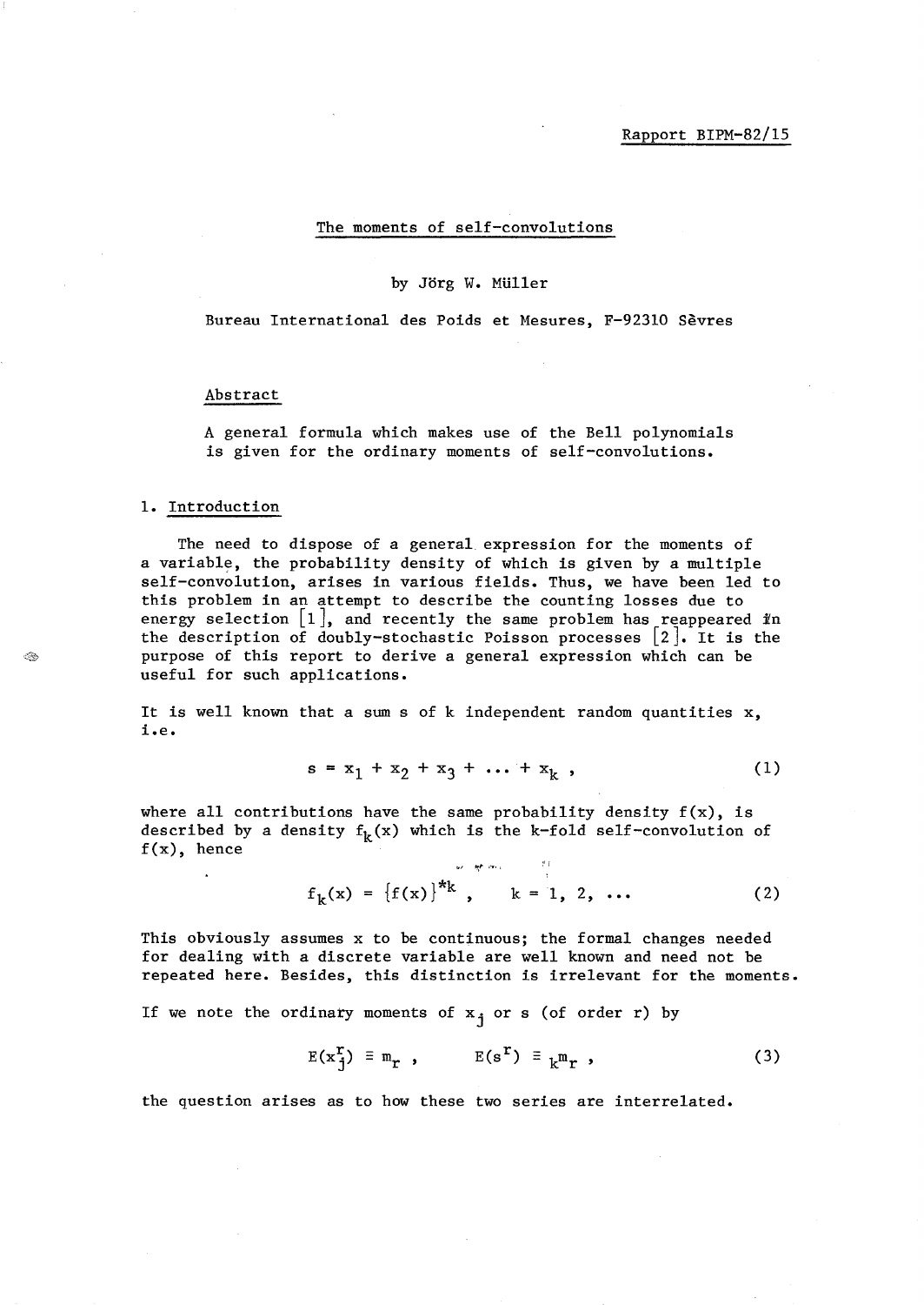Rapport BIPM-82/15

# The moments of self-convolutions

by Jörg W. Müller

Bureau International des Poids et Mesures, F-92310 Sèvres

## Abstract

A general formula which makes use of the Bell polynomials is given for the ordinary moments of self-convolutions.

## 1. Introduction

The need to dispose of a general expression for the moments of a variable, the probability density of which is given by a multiple self-convolution, arises in various fields. Thus, we have been led to this problem in an attempt to describe the counting losses due to energy selection [1], and recently the same problem has reappeared in the description of doubly-stochastic Poisson processes [2]. It is the purpose of this report to derive a general expression which can be useful for such applications.

It is well known that a sum s of k independent random quantities x, i.e.

$$s = x_1 + x_2 + x_3 + \ldots + x_k \, , \tag{1}$$

where all contributions have the same probability density f(x), is described by a density $f_k(x)$ which is the k-fold self-convolution of f(x), hence

$$f_k(x) = \{f(x)\}^{*k} \, , \qquad k = 1, 2, \ldots \tag{2}$$

This obviously assumes x to be continuous; the formal changes needed for dealing with a discrete variable are well known and need not be repeated here. Besides, this distinction is irrelevant for the moments.

If we note the ordinary moments of $x_j$ or s (of order r) by

$$E(x_j^r) \equiv m_r \, , \qquad E(s^r) \equiv {}_k m_r \, , \tag{3}$$

the question arises as to how these two series are interrelated.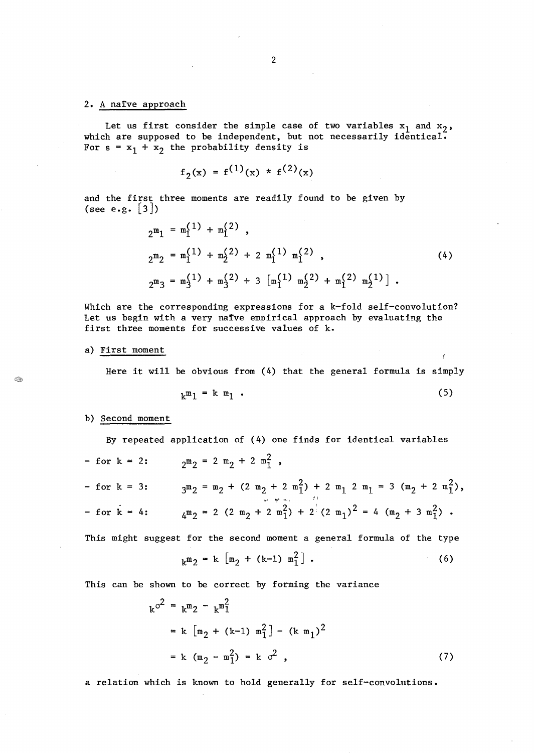## 2. A naïve approach

Let us first consider the simple case of two variables $x_1$ and $x_2$, which are supposed to be independent, but not necessarily identical. For $s = x_1 + x_2$ the probability density is

$$f_2(x) = f^{(1)}(x) * f^{(2)}(x)$$

and the first three moments are readily found to be given by (see e.g. [3])

$$\begin{aligned}
{}_2m_1 &= m_1^{(1)} + m_1^{(2)} , \\
{}_2m_2 &= m_1^{(1)} + m_2^{(2)} + 2\, m_1^{(1)}\, m_1^{(2)} , \\
{}_2m_3 &= m_3^{(1)} + m_3^{(2)} + 3\, \left[m_1^{(1)}\, m_2^{(2)} + m_1^{(2)}\, m_2^{(1)}\right] .
\end{aligned} \tag{4}$$

Which are the corresponding expressions for a k-fold self-convolution? Let us begin with a very naïve empirical approach by evaluating the first three moments for successive values of k.

a) First moment

Here it will be obvious from (4) that the general formula is simply

$$_k m_1 = k\, m_1 . \tag{5}$$

b) Second moment

By repeated application of (4) one finds for identical variables

- for $k = 2$: $\quad {}_2m_2 = 2\, m_2 + 2\, m_1^2$ ,
- for $k = 3$: $\quad {}_3m_2 = m_2 + (2\, m_2 + 2\, m_1^2) + 2\, m_1\, 2\, m_1 = 3\, (m_2 + 2\, m_1^2)$,
- for $k = 4$: $\quad {}_4m_2 = 2\, (2\, m_2 + 2\, m_1^2) + 2\, (2\, m_1)^2 = 4\, (m_2 + 3\, m_1^2)$ .

This might suggest for the second moment a general formula of the type

$$_k m_2 = k\, \left[m_2 + (k-1)\, m_1^2\right] . \tag{6}$$

This can be shown to be correct by forming the variance

$$\begin{aligned}
{}_k\sigma^2 &= {}_km_2 - {}_km_1^2 \\
&= k\, \left[m_2 + (k-1)\, m_1^2\right] - (k\, m_1)^2 \\
&= k\, (m_2 - m_1^2) = k\, \sigma^2 ,
\end{aligned} \tag{7}$$

a relation which is known to hold generally for self-convolutions.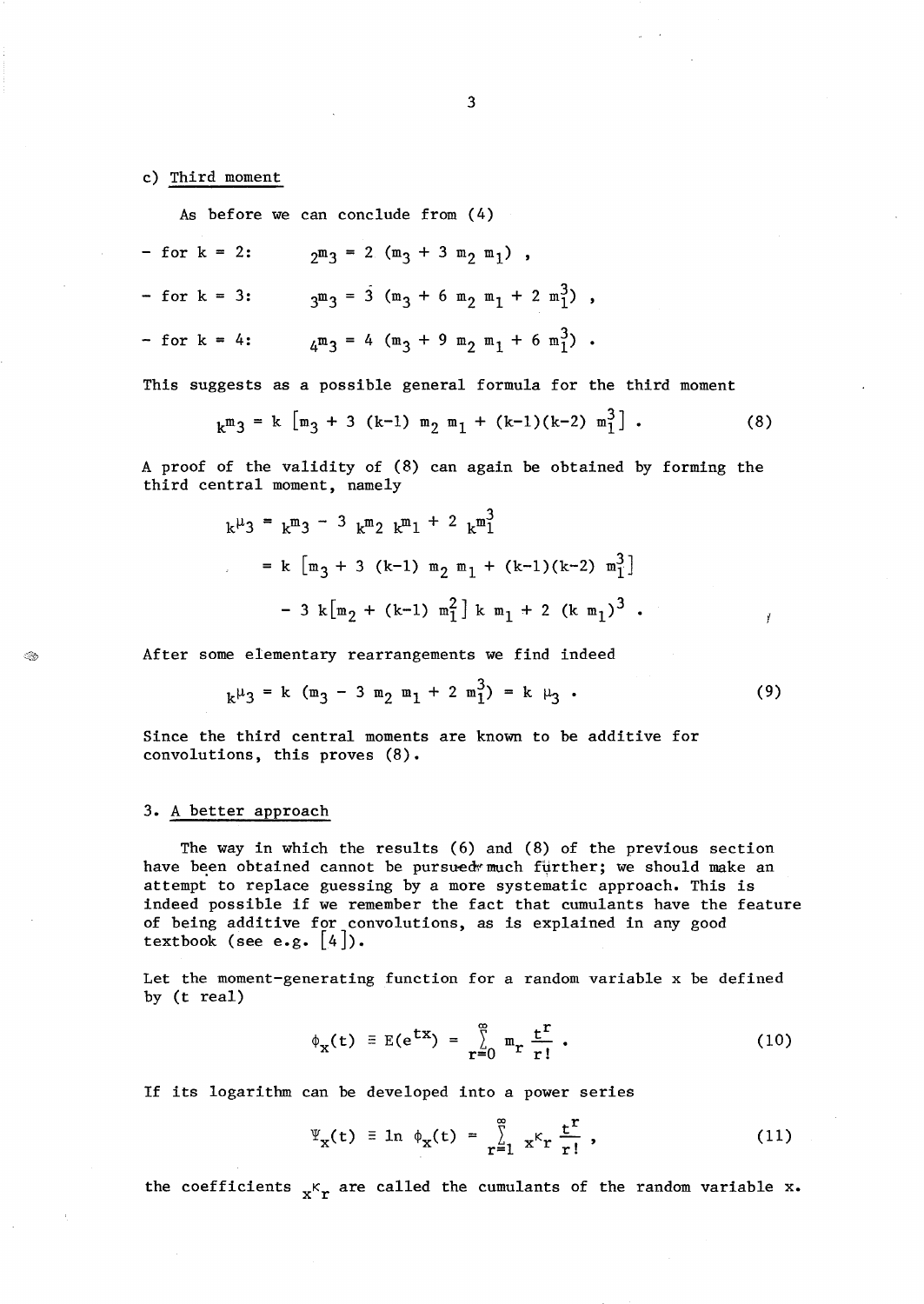c) Third moment

As before we can conclude from (4)

- for $k = 2$: $\quad {}_2m_3 = 2\ (m_3 + 3\ m_2\ m_1)$ ,
- for $k = 3$: $\quad {}_3m_3 = 3\ (m_3 + 6\ m_2\ m_1 + 2\ m_1^3)$ ,
- for $k = 4$: $\quad {}_4m_3 = 4\ (m_3 + 9\ m_2\ m_1 + 6\ m_1^3)$ .

This suggests as a possible general formula for the third moment

$$ {}_km_3 = k\ \left[m_3 + 3\ (k-1)\ m_2\ m_1 + (k-1)(k-2)\ m_1^3\right] . \tag{8}$$

A proof of the validity of (8) can again be obtained by forming the third central moment, namely

$$\begin{aligned} {}_k\mu_3 &= {}_km_3 - 3\ {}_km_2\ {}_km_1 + 2\ {}_km_1^3 \\ &= k\ \left[m_3 + 3\ (k-1)\ m_2\ m_1 + (k-1)(k-2)\ m_1^3\right] \\ &\quad - 3\ k\left[m_2 + (k-1)\ m_1^2\right]\ k\ m_1 + 2\ (k\ m_1)^3 . \end{aligned}$$

After some elementary rearrangements we find indeed

$$ {}_k\mu_3 = k\ (m_3 - 3\ m_2\ m_1 + 2\ m_1^3) = k\ \mu_3 . \tag{9}$$

Since the third central moments are known to be additive for convolutions, this proves (8).

## 3. A better approach

The way in which the results (6) and (8) of the previous section have been obtained cannot be pursued much further; we should make an attempt to replace guessing by a more systematic approach. This is indeed possible if we remember the fact that cumulants have the feature of being additive for convolutions, as is explained in any good textbook (see e.g. [4]).

Let the moment-generating function for a random variable x be defined by (t real)

$$\phi_x(t) \equiv E(e^{tx}) = \sum_{r=0}^{\infty} m_r \frac{t^r}{r!} . \tag{10}$$

If its logarithm can be developed into a power series

$$\Psi_x(t) \equiv \ln\ \phi_x(t) = \sum_{r=1}^{\infty} {}_x\kappa_r \frac{t^r}{r!} , \tag{11}$$

the coefficients ${}_x\kappa_r$ are called the cumulants of the random variable x.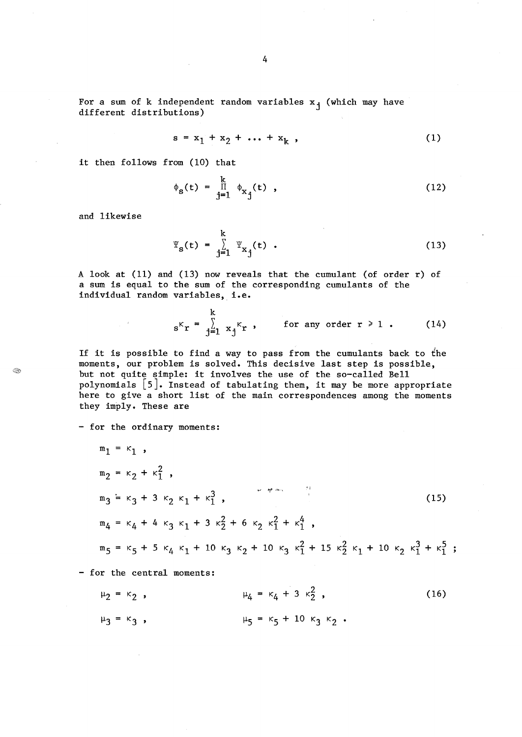For a sum of k independent random variables $x_j$ (which may have different distributions)

$$s = x_1 + x_2 + \ldots + x_k \ , \tag{1}$$

it then follows from (10) that

$$\phi_s(t) = \prod_{j=1}^{k} \phi_{x_j}(t) \ , \tag{12}$$

and likewise

$$\Psi_s(t) = \sum_{j=1}^{k} \Psi_{x_j}(t) \ . \tag{13}$$

A look at (11) and (13) now reveals that the cumulant (of order r) of a sum is equal to the sum of the corresponding cumulants of the individual random variables, i.e.

$${}_s\kappa_r = \sum_{j=1}^{k} {}_{x_j}\kappa_r \ , \qquad \text{for any order } r \geq 1 \ . \tag{14}$$

If it is possible to find a way to pass from the cumulants back to the moments, our problem is solved. This decisive last step is possible, but not quite simple: it involves the use of the so-called Bell polynomials [5]. Instead of tabulating them, it may be more appropriate here to give a short list of the main correspondences among the moments they imply. These are

- for the ordinary moments:

$$
\begin{aligned}
m_1 &= \kappa_1 \ , \\
m_2 &= \kappa_2 + \kappa_1^2 \ , \\
m_3 &= \kappa_3 + 3\,\kappa_2\,\kappa_1 + \kappa_1^3 \ , \\
m_4 &= \kappa_4 + 4\,\kappa_3\,\kappa_1 + 3\,\kappa_2^2 + 6\,\kappa_2\,\kappa_1^2 + \kappa_1^4 \ , \\
m_5 &= \kappa_5 + 5\,\kappa_4\,\kappa_1 + 10\,\kappa_3\,\kappa_2 + 10\,\kappa_3\,\kappa_1^2 + 15\,\kappa_2^2\,\kappa_1 + 10\,\kappa_2\,\kappa_1^3 + \kappa_1^5 \ ;
\end{aligned}
\tag{15}
$$

- for the central moments:

$$
\begin{aligned}
\mu_2 &= \kappa_2 \ , \qquad & \mu_4 &= \kappa_4 + 3\,\kappa_2^2 \ , \\
\mu_3 &= \kappa_3 \ , \qquad & \mu_5 &= \kappa_5 + 10\,\kappa_3\,\kappa_2 \ .
\end{aligned}
\tag{16}
$$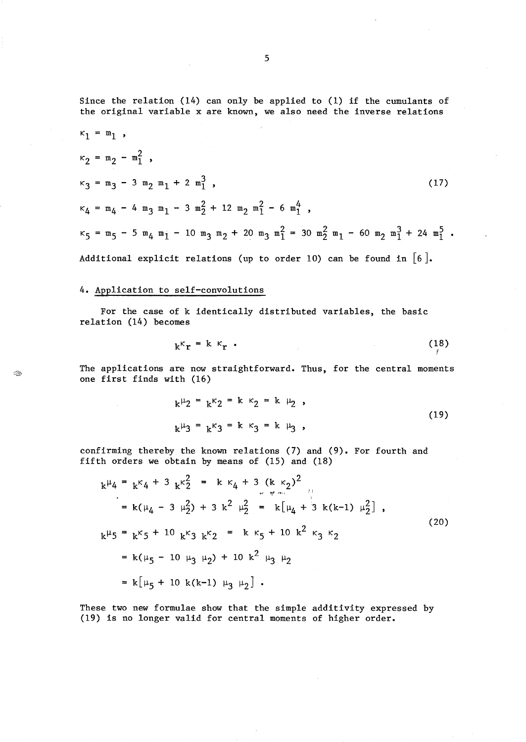Since the relation (14) can only be applied to (1) if the cumulants of the original variable x are known, we also need the inverse relations

$$
\begin{aligned}
\kappa_1 &= m_1 , \\
\kappa_2 &= m_2 - m_1^2 , \\
\kappa_3 &= m_3 - 3\, m_2\, m_1 + 2\, m_1^3 , \\
\kappa_4 &= m_4 - 4\, m_3\, m_1 - 3\, m_2^2 + 12\, m_2\, m_1^2 - 6\, m_1^4 , \\
\kappa_5 &= m_5 - 5\, m_4\, m_1 - 10\, m_3\, m_2 + 20\, m_3\, m_1^2 = 30\, m_2^2\, m_1 - 60\, m_2\, m_1^3 + 24\, m_1^5 .
\end{aligned}
\tag{17}
$$

Additional explicit relations (up to order 10) can be found in [6].

## 4. Application to self-convolutions

For the case of k identically distributed variables, the basic relation (14) becomes

$$
{}_k\kappa_r = k\, \kappa_r . \tag{18}
$$

The applications are now straightforward. Thus, for the central moments one first finds with (16)

$$
\begin{aligned}
{}_k\mu_2 &= {}_k\kappa_2 = k\, \kappa_2 = k\, \mu_2 , \\
{}_k\mu_3 &= {}_k\kappa_3 = k\, \kappa_3 = k\, \mu_3 ,
\end{aligned}
\tag{19}
$$

confirming thereby the known relations (7) and (9). For fourth and fifth orders we obtain by means of (15) and (18)

$$
\begin{aligned}
{}_k\mu_4 &= {}_k\kappa_4 + 3\, {}_k\kappa_2^2 = k\, \kappa_4 + 3\, (k\, \kappa_2)^2 \\
&= k(\mu_4 - 3\, \mu_2^2) + 3\, k^2\, \mu_2^2 = k\left[\mu_4 + 3\, k(k-1)\, \mu_2^2\right] , \\
{}_k\mu_5 &= {}_k\kappa_5 + 10\, {}_k\kappa_3\, {}_k\kappa_2 = k\, \kappa_5 + 10\, k^2\, \kappa_3\, \kappa_2 \\
&= k(\mu_5 - 10\, \mu_3\, \mu_2) + 10\, k^2\, \mu_3\, \mu_2 \\
&= k\left[\mu_5 + 10\, k(k-1)\, \mu_3\, \mu_2\right] .
\end{aligned}
\tag{20}
$$

These two new formulae show that the simple additivity expressed by (19) is no longer valid for central moments of higher order.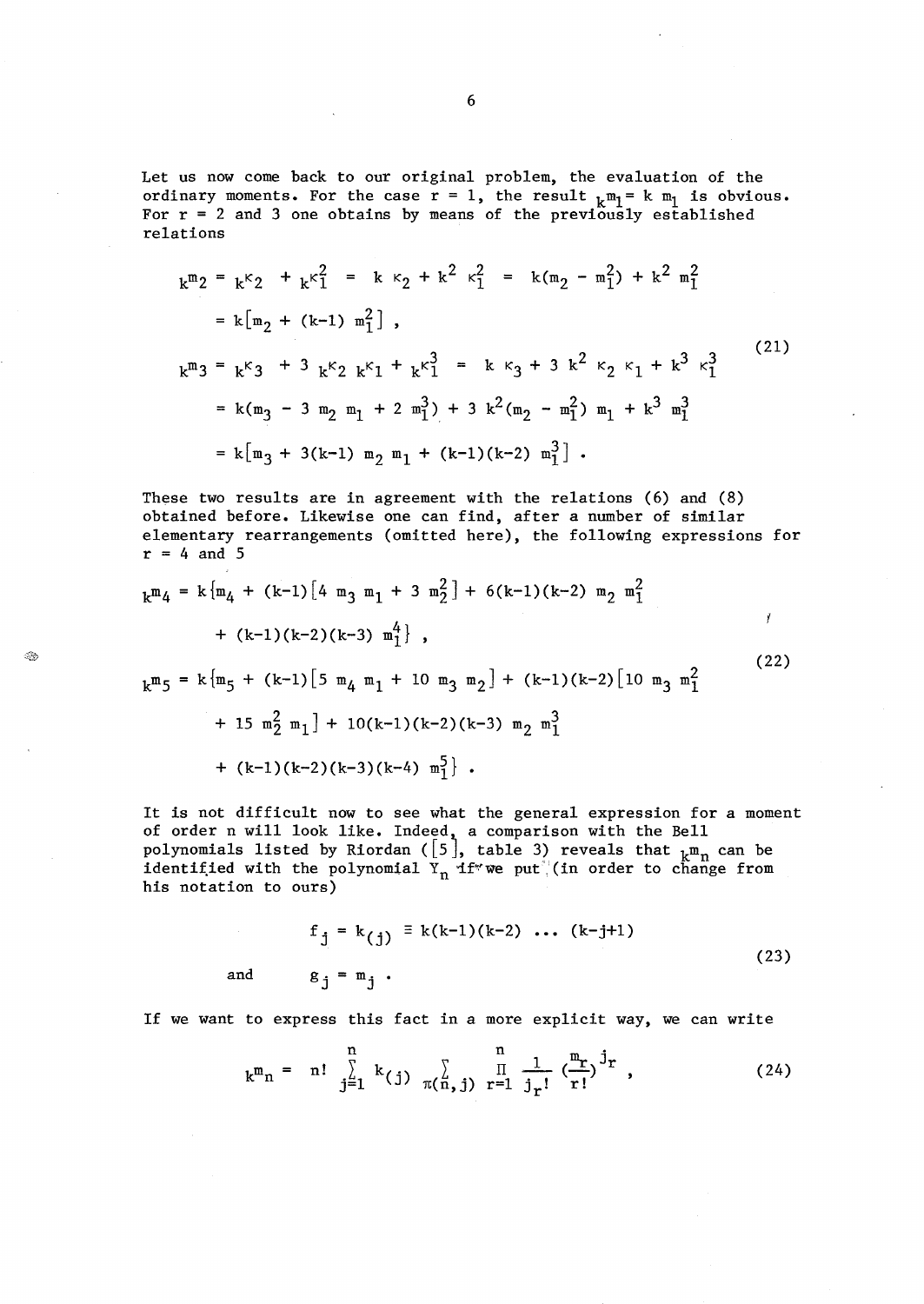Let us now come back to our original problem, the evaluation of the ordinary moments. For the case $r = 1$, the result ${}_k m_1 = k\, m_1$ is obvious. For $r = 2$ and 3 one obtains by means of the previously established relations

$$
\begin{aligned}
{}_k m_2 &= {}_k\kappa_2 + {}_k\kappa_1^2 = k\,\kappa_2 + k^2\,\kappa_1^2 = k(m_2 - m_1^2) + k^2\, m_1^2 \\
&= k\left[m_2 + (k-1)\, m_1^2\right] , \\
{}_k m_3 &= {}_k\kappa_3 + 3\, {}_k\kappa_2\, {}_k\kappa_1 + {}_k\kappa_1^3 = k\,\kappa_3 + 3\, k^2\,\kappa_2\,\kappa_1 + k^3\,\kappa_1^3 \\
&= k(m_3 - 3\, m_2\, m_1 + 2\, m_1^3) + 3\, k^2(m_2 - m_1^2)\, m_1 + k^3\, m_1^3 \\
&= k\left[m_3 + 3(k-1)\, m_2\, m_1 + (k-1)(k-2)\, m_1^3\right] .
\end{aligned}
\tag{21}
$$

These two results are in agreement with the relations (6) and (8) obtained before. Likewise one can find, after a number of similar elementary rearrangements (omitted here), the following expressions for $r = 4$ and 5

$$
\begin{aligned}
{}_k m_4 &= k\{m_4 + (k-1)\left[4\, m_3\, m_1 + 3\, m_2^2\right] + 6(k-1)(k-2)\, m_2\, m_1^2 \\
&\quad + (k-1)(k-2)(k-3)\, m_1^4\} , \\
{}_k m_5 &= k\{m_5 + (k-1)\left[5\, m_4\, m_1 + 10\, m_3\, m_2\right] + (k-1)(k-2)\left[10\, m_3\, m_1^2\right. \\
&\quad \left. + 15\, m_2^2\, m_1\right] + 10(k-1)(k-2)(k-3)\, m_2\, m_1^3 \\
&\quad + (k-1)(k-2)(k-3)(k-4)\, m_1^5\} .
\end{aligned}
\tag{22}
$$

It is not difficult now to see what the general expression for a moment of order n will look like. Indeed, a comparison with the Bell polynomials listed by Riordan ([5], table 3) reveals that ${}_k m_n$ can be identified with the polynomial $Y_n$ if we put (in order to change from his notation to ours)

$$
\begin{aligned}
f_j &= k_{(j)} \equiv k(k-1)(k-2)\, \ldots\, (k-j+1) \\
\text{and} \qquad g_j &= m_j .
\end{aligned}
\tag{23}
$$

If we want to express this fact in a more explicit way, we can write

$$
{}_k m_n = n! \sum_{j=1}^{n} k_{(j)} \sum_{\pi(n,j)} \prod_{r=1}^{n} \frac{1}{j_r!} \left(\frac{m_r}{r!}\right)^{j_r} ,
\tag{24}
$$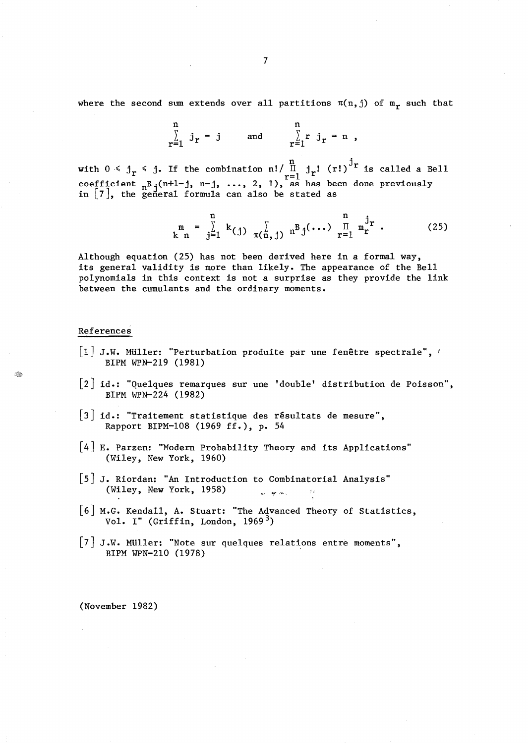where the second sum extends over all partitions $\pi(n,j)$ of $m_r$ such that

$$\sum_{r=1}^{n} j_r = j \qquad \text{and} \qquad \sum_{r=1}^{n} r\, j_r = n ,$$

with $0 \leq j_r \leq j$. If the combination $n!/ \prod_{r=1}^{n} j_r!\, (r!)^{j_r}$ is called a Bell coefficient ${}_nB_j(n+1-j, n-j, \ldots, 2, 1)$, as has been done previously in [7], the general formula can also be stated as

$${}_k m_n = \sum_{j=1}^{n} k_{(j)} \sum_{\pi(n,j)} {}_nB_j(\ldots) \prod_{r=1}^{n} m_r^{j_r} . \tag{25}$$

Although equation (25) has not been derived here in a formal way, its general validity is more than likely. The appearance of the Bell polynomials in this context is not a surprise as they provide the link between the cumulants and the ordinary moments.

## References

[1] J.W. Müller: "Perturbation produite par une fenêtre spectrale", BIPM WPN-219 (1981)

[2] id.: "Quelques remarques sur une 'double' distribution de Poisson", BIPM WPN-224 (1982)

[3] id.: "Traitement statistique des résultats de mesure", Rapport BIPM-108 (1969 ff.), p. 54

[4] E. Parzen: "Modern Probability Theory and its Applications" (Wiley, New York, 1960)

[5] J. Riordan: "An Introduction to Combinatorial Analysis" (Wiley, New York, 1958)

[6] M.G. Kendall, A. Stuart: "The Advanced Theory of Statistics, Vol. I" (Griffin, London, 1969[3])

[7] J.W. Müller: "Note sur quelques relations entre moments", BIPM WPN-210 (1978)

(November 1982)